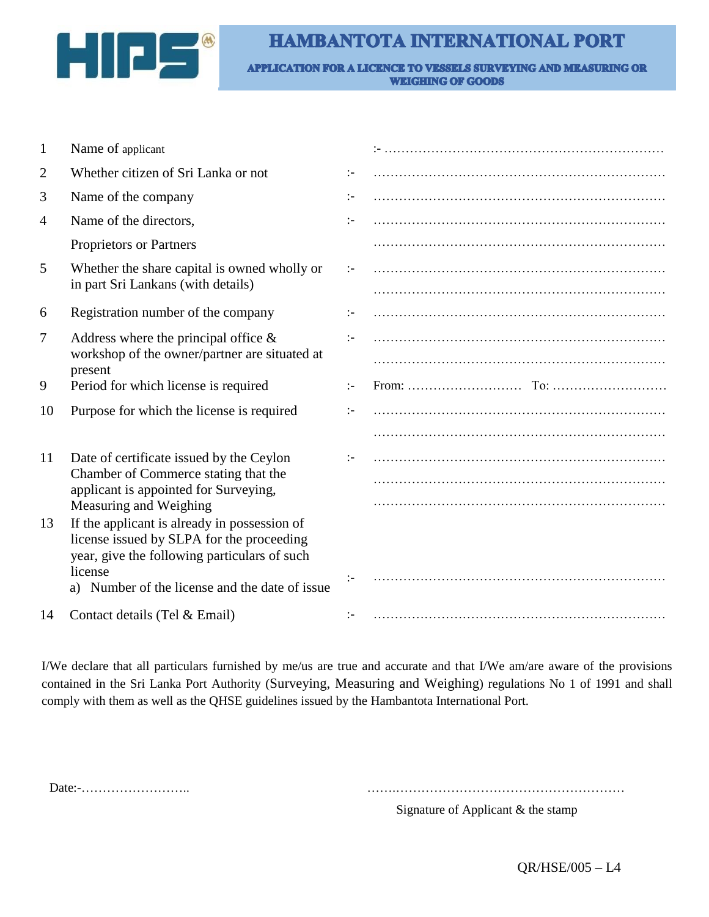# HAMBANTOTA INTERNATIONAL PORT

## APPLICATION FOR A LICENCE TO VESSELS SURVEYING AND MEASURING OR WEIGHING OF GOODS

| | | | |
|---|---|---|---|
| 1 | Name of applicant | :- | …………………………………………………………… |
| 2 | Whether citizen of Sri Lanka or not | :- | …………………………………………………………… |
| 3 | Name of the company | :- | …………………………………………………………… |
| 4 | Name of the directors, Proprietors or Partners | :- | …………………………………………………………… …………………………………………………………… |
| 5 | Whether the share capital is owned wholly or in part Sri Lankans (with details) | :- | …………………………………………………………… …………………………………………………………… |
| 6 | Registration number of the company | :- | …………………………………………………………… |
| 7 | Address where the principal office & workshop of the owner/partner are situated at present | :- | …………………………………………………………… …………………………………………………………… |
| 9 | Period for which license is required | :- | From: ……………………… To: ……………………… |
| 10 | Purpose for which the license is required | :- | …………………………………………………………… …………………………………………………………… |
| 11 | Date of certificate issued by the Ceylon Chamber of Commerce stating that the applicant is appointed for Surveying, Measuring and Weighing | :- | …………………………………………………………… …………………………………………………………… …………………………………………………………… |
| 13 | If the applicant is already in possession of license issued by SLPA for the proceeding year, give the following particulars of such license<br>a) Number of the license and the date of issue | :- | …………………………………………………………… |
| 14 | Contact details (Tel & Email) | :- | …………………………………………………………… |

I/We declare that all particulars furnished by me/us are true and accurate and that I/We am/are aware of the provisions contained in the Sri Lanka Port Authority (Surveying, Measuring and Weighing) regulations No 1 of 1991 and shall comply with them as well as the QHSE guidelines issued by the Hambantota International Port.

Date:-……………………..

……………………………………………………
Signature of Applicant & the stamp

QR/HSE/005 – L4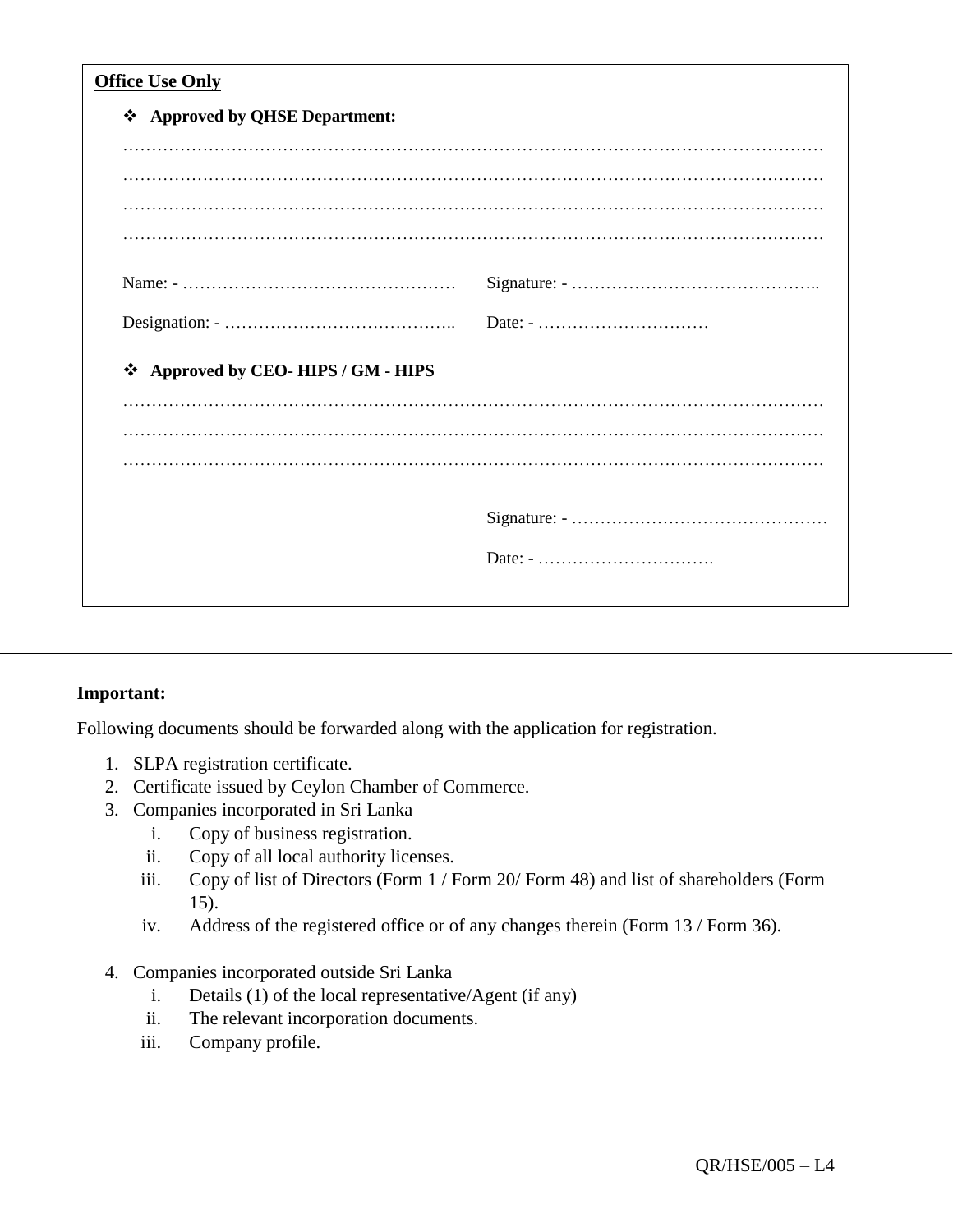**Office Use Only**

- **Approved by QHSE Department:**

…………………………………………………………………………………………………………
…………………………………………………………………………………………………………
…………………………………………………………………………………………………………
…………………………………………………………………………………………………………

Name: - …………………………………………  Signature: - ……………………………………..

Designation: - …………………………………..  Date: - …………………………

- **Approved by CEO- HIPS / GM - HIPS**

…………………………………………………………………………………………………………
…………………………………………………………………………………………………………
…………………………………………………………………………………………………………

Signature: - ………………………………………

Date: - ………………………….

---

**Important:**

Following documents should be forwarded along with the application for registration.

1. SLPA registration certificate.
2. Certificate issued by Ceylon Chamber of Commerce.
3. Companies incorporated in Sri Lanka
   i. Copy of business registration.
   ii. Copy of all local authority licenses.
   iii. Copy of list of Directors (Form 1 / Form 20/ Form 48) and list of shareholders (Form 15).
   iv. Address of the registered office or of any changes therein (Form 13 / Form 36).
4. Companies incorporated outside Sri Lanka
   i. Details (1) of the local representative/Agent (if any)
   ii. The relevant incorporation documents.
   iii. Company profile.

QR/HSE/005 – L4